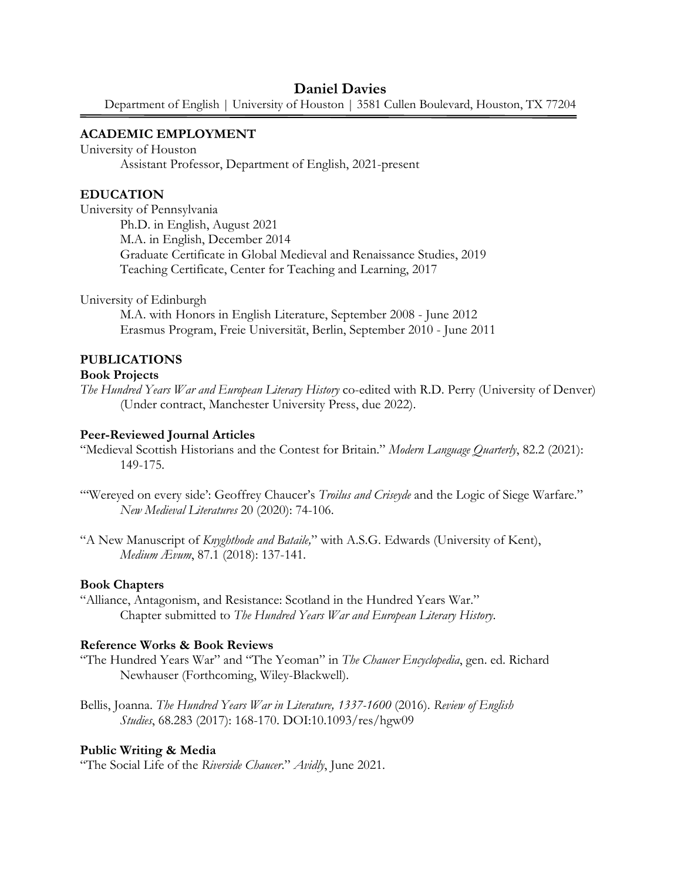# Daniel Davies

Department of English | University of Houston | 3581 Cullen Boulevard, Houston, TX 77204

## ACADEMIC EMPLOYMENT

University of Houston

Assistant Professor, Department of English, 2021-present

## EDUCATION

University of Pennsylvania

Ph.D. in English, August 2021
M.A. in English, December 2014
Graduate Certificate in Global Medieval and Renaissance Studies, 2019
Teaching Certificate, Center for Teaching and Learning, 2017

University of Edinburgh

M.A. with Honors in English Literature, September 2008 - June 2012
Erasmus Program, Freie Universität, Berlin, September 2010 - June 2011

## PUBLICATIONS

### Book Projects

*The Hundred Years War and European Literary History* co-edited with R.D. Perry (University of Denver) (Under contract, Manchester University Press, due 2022).

### Peer-Reviewed Journal Articles

"Medieval Scottish Historians and the Contest for Britain." *Modern Language Quarterly*, 82.2 (2021): 149-175.

"'Wereyed on every side': Geoffrey Chaucer's *Troilus and Criseyde* and the Logic of Siege Warfare." *New Medieval Literatures* 20 (2020): 74-106.

"A New Manuscript of *Knyghthode and Bataile,*" with A.S.G. Edwards (University of Kent), *Medium Ævum*, 87.1 (2018): 137-141.

### Book Chapters

"Alliance, Antagonism, and Resistance: Scotland in the Hundred Years War." Chapter submitted to *The Hundred Years War and European Literary History*.

### Reference Works & Book Reviews

"The Hundred Years War" and "The Yeoman" in *The Chaucer Encyclopedia*, gen. ed. Richard Newhauser (Forthcoming, Wiley-Blackwell).

Bellis, Joanna. *The Hundred Years War in Literature, 1337-1600* (2016). *Review of English Studies*, 68.283 (2017): 168-170. DOI:10.1093/res/hgw09

### Public Writing & Media

"The Social Life of the *Riverside Chaucer*." *Avidly*, June 2021.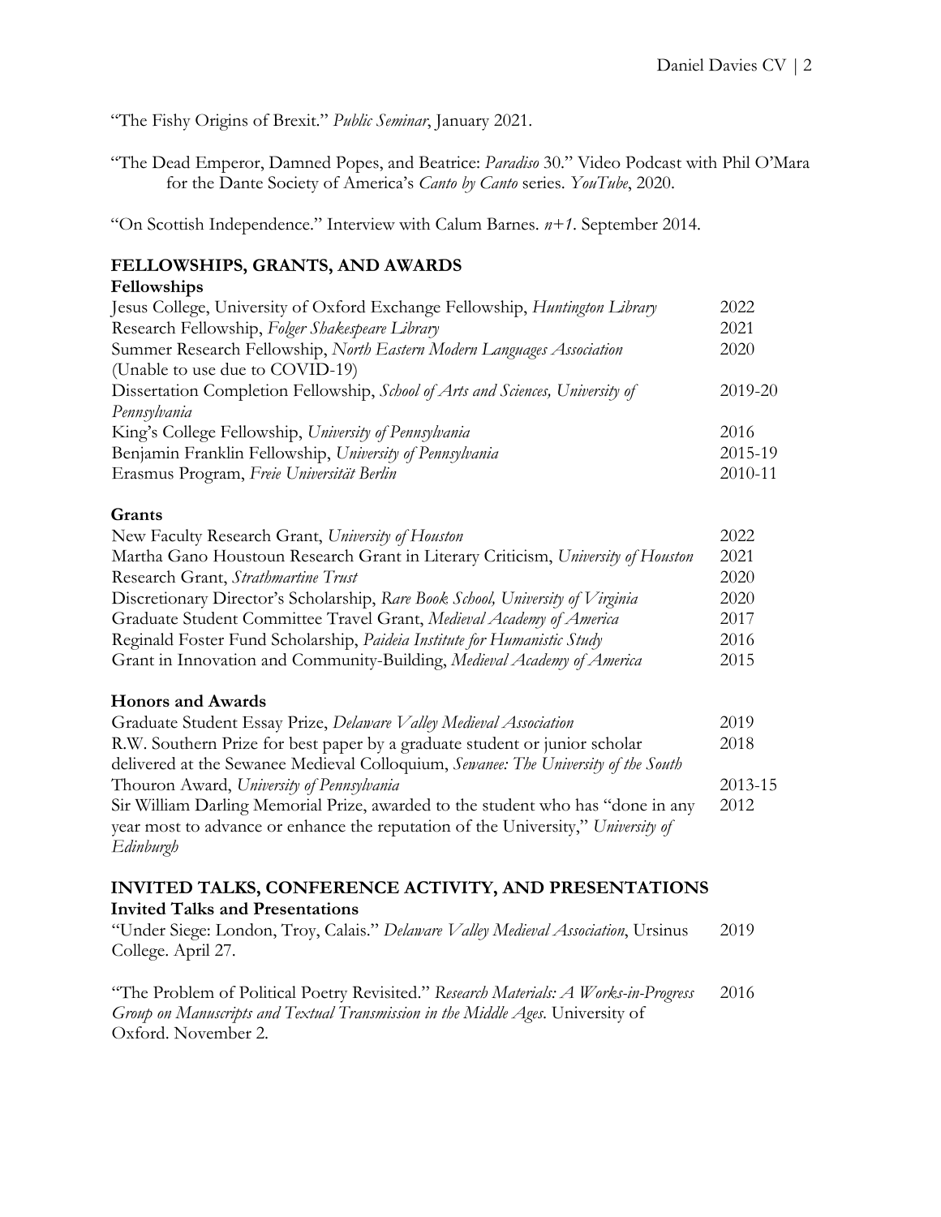"The Fishy Origins of Brexit." *Public Seminar*, January 2021.

"The Dead Emperor, Damned Popes, and Beatrice: *Paradiso* 30." Video Podcast with Phil O'Mara for the Dante Society of America's *Canto by Canto* series. *YouTube*, 2020.

"On Scottish Independence." Interview with Calum Barnes. *n+1*. September 2014.

## FELLOWSHIPS, GRANTS, AND AWARDS

### Fellowships

| | |
|---|---|
| Jesus College, University of Oxford Exchange Fellowship, *Huntington Library* | 2022 |
| Research Fellowship, *Folger Shakespeare Library* | 2021 |
| Summer Research Fellowship, *North Eastern Modern Languages Association* (Unable to use due to COVID-19) | 2020 |
| Dissertation Completion Fellowship, *School of Arts and Sciences, University of Pennsylvania* | 2019-20 |
| King's College Fellowship, *University of Pennsylvania* | 2016 |
| Benjamin Franklin Fellowship, *University of Pennsylvania* | 2015-19 |
| Erasmus Program, *Freie Universität Berlin* | 2010-11 |

### Grants

| | |
|---|---|
| New Faculty Research Grant, *University of Houston* | 2022 |
| Martha Gano Houstoun Research Grant in Literary Criticism, *University of Houston* | 2021 |
| Research Grant, *Strathmartine Trust* | 2020 |
| Discretionary Director's Scholarship, *Rare Book School, University of Virginia* | 2020 |
| Graduate Student Committee Travel Grant, *Medieval Academy of America* | 2017 |
| Reginald Foster Fund Scholarship, *Paideia Institute for Humanistic Study* | 2016 |
| Grant in Innovation and Community-Building, *Medieval Academy of America* | 2015 |

### Honors and Awards

| | |
|---|---|
| Graduate Student Essay Prize, *Delaware Valley Medieval Association* | 2019 |
| R.W. Southern Prize for best paper by a graduate student or junior scholar delivered at the Sewanee Medieval Colloquium, *Sewanee: The University of the South* | 2018 |
| Thouron Award, *University of Pennsylvania* | 2013-15 |
| Sir William Darling Memorial Prize, awarded to the student who has "done in any year most to advance or enhance the reputation of the University," *University of Edinburgh* | 2012 |

## INVITED TALKS, CONFERENCE ACTIVITY, AND PRESENTATIONS

### Invited Talks and Presentations

| | |
|---|---|
| "Under Siege: London, Troy, Calais." *Delaware Valley Medieval Association*, Ursinus College. April 27. | 2019 |
| "The Problem of Political Poetry Revisited." *Research Materials: A Works-in-Progress Group on Manuscripts and Textual Transmission in the Middle Ages*. University of Oxford. November 2. | 2016 |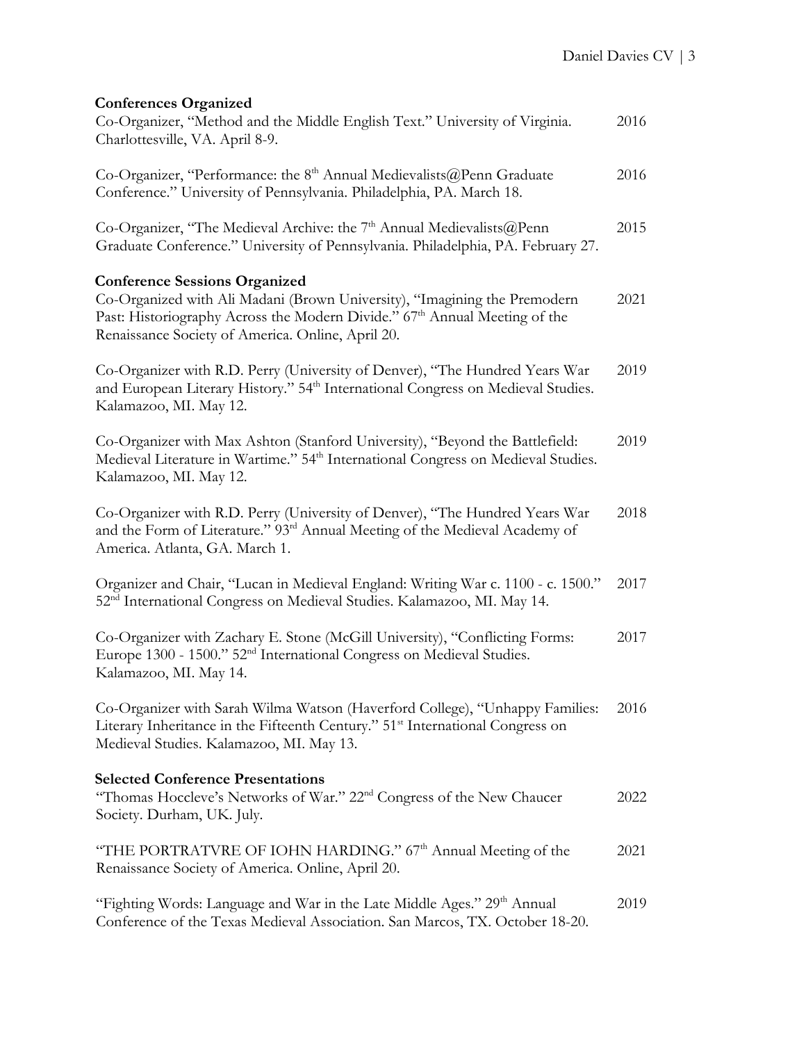### Conferences Organized

Co-Organizer, "Method and the Middle English Text." University of Virginia. Charlottesville, VA. April 8-9. — 2016

Co-Organizer, "Performance: the 8th Annual Medievalists@Penn Graduate Conference." University of Pennsylvania. Philadelphia, PA. March 18. — 2016

Co-Organizer, "The Medieval Archive: the 7th Annual Medievalists@Penn Graduate Conference." University of Pennsylvania. Philadelphia, PA. February 27. — 2015

### Conference Sessions Organized

Co-Organized with Ali Madani (Brown University), "Imagining the Premodern Past: Historiography Across the Modern Divide." 67th Annual Meeting of the Renaissance Society of America. Online, April 20. — 2021

Co-Organizer with R.D. Perry (University of Denver), "The Hundred Years War and European Literary History." 54th International Congress on Medieval Studies. Kalamazoo, MI. May 12. — 2019

Co-Organizer with Max Ashton (Stanford University), "Beyond the Battlefield: Medieval Literature in Wartime." 54th International Congress on Medieval Studies. Kalamazoo, MI. May 12. — 2019

Co-Organizer with R.D. Perry (University of Denver), "The Hundred Years War and the Form of Literature." 93rd Annual Meeting of the Medieval Academy of America. Atlanta, GA. March 1. — 2018

Organizer and Chair, "Lucan in Medieval England: Writing War c. 1100 - c. 1500." 52nd International Congress on Medieval Studies. Kalamazoo, MI. May 14. — 2017

Co-Organizer with Zachary E. Stone (McGill University), "Conflicting Forms: Europe 1300 - 1500." 52nd International Congress on Medieval Studies. Kalamazoo, MI. May 14. — 2017

Co-Organizer with Sarah Wilma Watson (Haverford College), "Unhappy Families: Literary Inheritance in the Fifteenth Century." 51st International Congress on Medieval Studies. Kalamazoo, MI. May 13. — 2016

### Selected Conference Presentations

"Thomas Hoccleve's Networks of War." 22nd Congress of the New Chaucer Society. Durham, UK. July. — 2022

"THE PORTRATVRE OF IOHN HARDING." 67th Annual Meeting of the Renaissance Society of America. Online, April 20. — 2021

"Fighting Words: Language and War in the Late Middle Ages." 29th Annual Conference of the Texas Medieval Association. San Marcos, TX. October 18-20. — 2019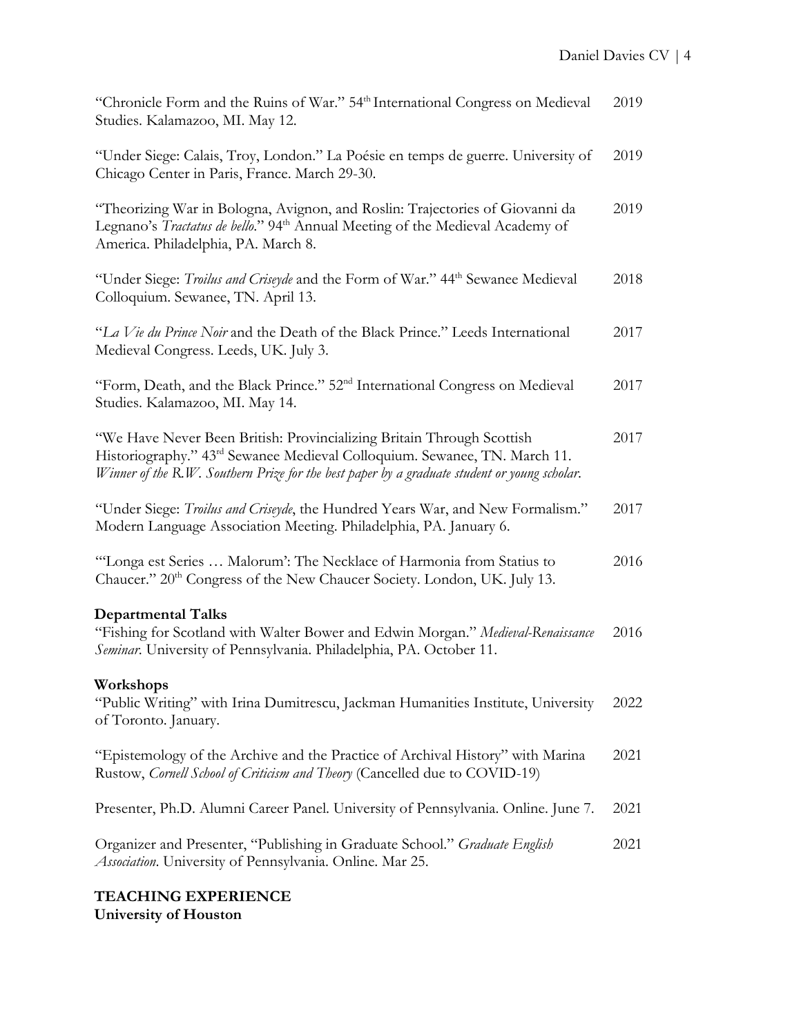"Chronicle Form and the Ruins of War." 54th International Congress on Medieval Studies. Kalamazoo, MI. May 12. 2019

"Under Siege: Calais, Troy, London." La Poésie en temps de guerre. University of Chicago Center in Paris, France. March 29-30. 2019

"Theorizing War in Bologna, Avignon, and Roslin: Trajectories of Giovanni da Legnano's *Tractatus de bello*." 94th Annual Meeting of the Medieval Academy of America. Philadelphia, PA. March 8. 2019

"Under Siege: *Troilus and Criseyde* and the Form of War." 44th Sewanee Medieval Colloquium. Sewanee, TN. April 13. 2018

"*La Vie du Prince Noir* and the Death of the Black Prince." Leeds International Medieval Congress. Leeds, UK. July 3. 2017

"Form, Death, and the Black Prince." 52nd International Congress on Medieval Studies. Kalamazoo, MI. May 14. 2017

"We Have Never Been British: Provincializing Britain Through Scottish Historiography." 43rd Sewanee Medieval Colloquium. Sewanee, TN. March 11. *Winner of the R.W. Southern Prize for the best paper by a graduate student or young scholar.* 2017

"Under Siege: *Troilus and Criseyde*, the Hundred Years War, and New Formalism." Modern Language Association Meeting. Philadelphia, PA. January 6. 2017

"'Longa est Series … Malorum': The Necklace of Harmonia from Statius to Chaucer." 20th Congress of the New Chaucer Society. London, UK. July 13. 2016

**Departmental Talks**

"Fishing for Scotland with Walter Bower and Edwin Morgan." *Medieval-Renaissance Seminar*. University of Pennsylvania. Philadelphia, PA. October 11. 2016

**Workshops**

"Public Writing" with Irina Dumitrescu, Jackman Humanities Institute, University of Toronto. January. 2022

"Epistemology of the Archive and the Practice of Archival History" with Marina Rustow, *Cornell School of Criticism and Theory* (Cancelled due to COVID-19) 2021

Presenter, Ph.D. Alumni Career Panel. University of Pennsylvania. Online. June 7. 2021

Organizer and Presenter, "Publishing in Graduate School." *Graduate English Association*. University of Pennsylvania. Online. Mar 25. 2021

## TEACHING EXPERIENCE

**University of Houston**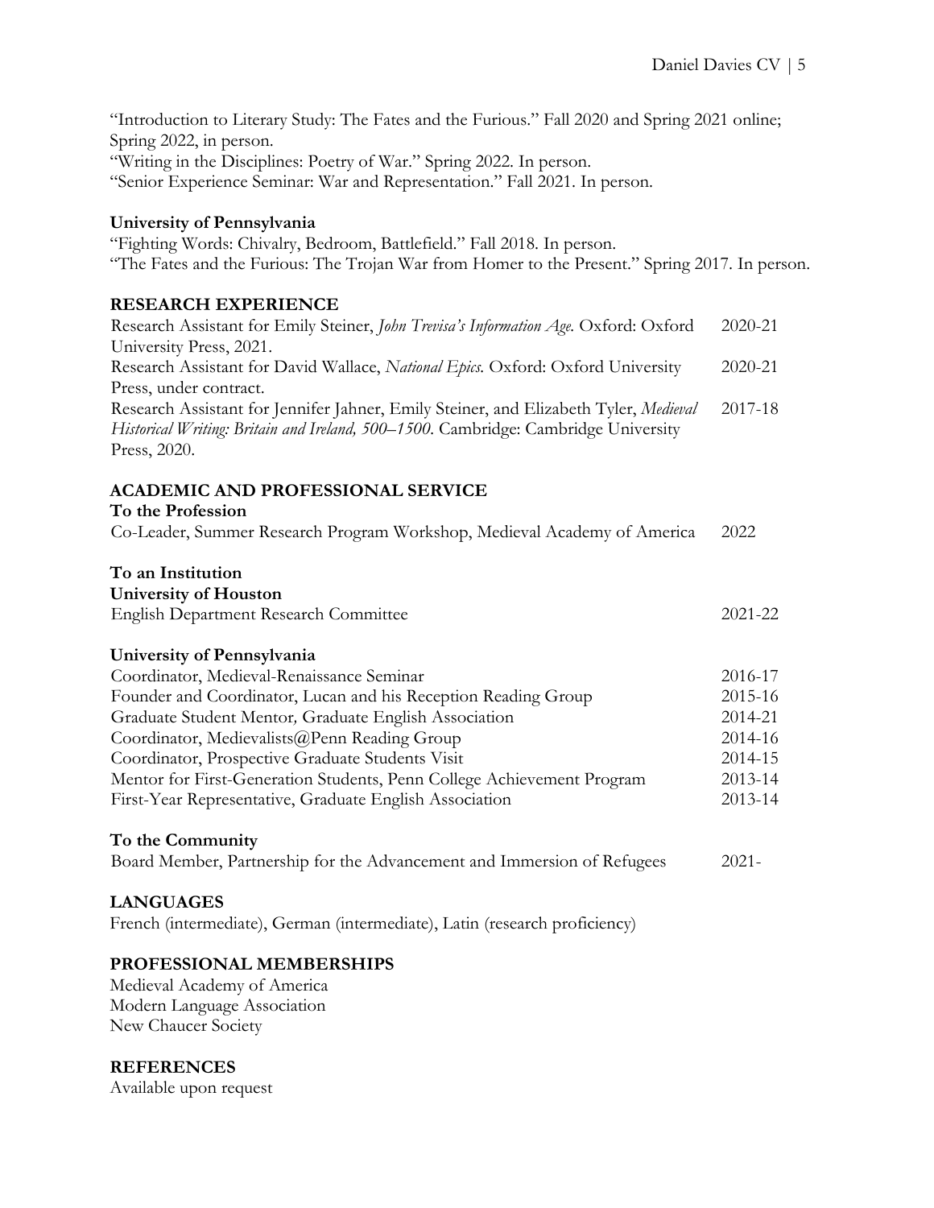"Introduction to Literary Study: The Fates and the Furious." Fall 2020 and Spring 2021 online; Spring 2022, in person.
"Writing in the Disciplines: Poetry of War." Spring 2022. In person.
"Senior Experience Seminar: War and Representation." Fall 2021. In person.

**University of Pennsylvania**
"Fighting Words: Chivalry, Bedroom, Battlefield." Fall 2018. In person.
"The Fates and the Furious: The Trojan War from Homer to the Present." Spring 2017. In person.

## RESEARCH EXPERIENCE

| | |
|---|---|
| Research Assistant for Emily Steiner, *John Trevisa's Information Age*. Oxford: Oxford University Press, 2021. | 2020-21 |
| Research Assistant for David Wallace, *National Epics*. Oxford: Oxford University Press, under contract. | 2020-21 |
| Research Assistant for Jennifer Jahner, Emily Steiner, and Elizabeth Tyler, *Medieval Historical Writing: Britain and Ireland, 500–1500*. Cambridge: Cambridge University Press, 2020. | 2017-18 |

## ACADEMIC AND PROFESSIONAL SERVICE

### To the Profession

| | |
|---|---|
| Co-Leader, Summer Research Program Workshop, Medieval Academy of America | 2022 |

### To an Institution

**University of Houston**

| | |
|---|---|
| English Department Research Committee | 2021-22 |

**University of Pennsylvania**

| | |
|---|---|
| Coordinator, Medieval-Renaissance Seminar | 2016-17 |
| Founder and Coordinator, Lucan and his Reception Reading Group | 2015-16 |
| Graduate Student Mentor, Graduate English Association | 2014-21 |
| Coordinator, Medievalists@Penn Reading Group | 2014-16 |
| Coordinator, Prospective Graduate Students Visit | 2014-15 |
| Mentor for First-Generation Students, Penn College Achievement Program | 2013-14 |
| First-Year Representative, Graduate English Association | 2013-14 |

### To the Community

| | |
|---|---|
| Board Member, Partnership for the Advancement and Immersion of Refugees | 2021- |

## LANGUAGES

French (intermediate), German (intermediate), Latin (research proficiency)

## PROFESSIONAL MEMBERSHIPS

Medieval Academy of America
Modern Language Association
New Chaucer Society

## REFERENCES

Available upon request